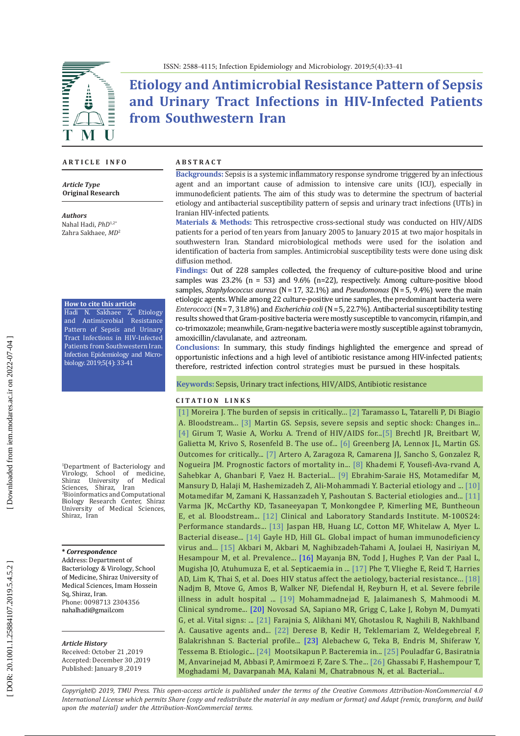# Etiology and Antimicrobial Resistance Pattern of Sepsis and Urinary Tract Infections in HIV-Infected Patients from Southwestern Iran

## ARTICLE INFO

*Article Type*
**Original Research**

*Authors*
Nahal Hadi, *PhD*[1,2*]
Zahra Sakhaee, *MD*[2]

**How to cite this article**
Hadi N. Sakhaee Z, Etiology and Antimicrobial Resistance Pattern of Sepsis and Urinary Tract Infections in HIV-Infected Patients from Southwestern Iran. Infection Epidemiology and Microbiology. 2019;5(4): 33-41

[1]Department of Bacteriology and Virology, School of medicine, Shiraz University of Medical Sciences, Shiraz, Iran
[2]Bioinformatics and Computational Biology Research Center, Shiraz University of Medical Sciences, Shiraz, Iran

*** Correspondence**
Address: Department of Bacteriology & Virology, School of Medicine, Shiraz University of Medical Sciences, Imam Hossein Sq, Shiraz, Iran.
Phone: 0098713 2304356
nahalhadi@gmail.com

*Article History*
Received: October 21 ,2019
Accepted: December 30 ,2019
Published: January 8 ,2019

## ABSTRACT

**Backgrounds:** Sepsis is a systemic inflammatory response syndrome triggered by an infectious agent and an important cause of admission to intensive care units (ICU), especially in immunodeficient patients. The aim of this study was to determine the spectrum of bacterial etiology and antibacterial susceptibility pattern of sepsis and urinary tract infections (UTIs) in Iranian HIV-infected patients.

**Materials & Methods:** This retrospective cross-sectional study was conducted on HIV/AIDS patients for a period of ten years from January 2005 to January 2015 at two major hospitals in southwestern Iran. Standard microbiological methods were used for the isolation and identification of bacteria from samples. Antimicrobial susceptibility tests were done using disk diffusion method.

**Findings:** Out of 228 samples collected, the frequency of culture-positive blood and urine samples was 23.2% (n = 53) and 9.6% (n=22), respectively. Among culture-positive blood samples, *Staphylococcus aureus* (N = 17, 32.1%) and *Pseudomonas* (N = 5, 9.4%) were the main etiologic agents. While among 22 culture-positive urine samples, the predominant bacteria were *Enterococci* (N = 7, 31.8%) and *Escherichia coli* (N = 5, 22.7%). Antibacterial susceptibility testing results showed that Gram-positive bacteria were mostly susceptible to vancomycin, rifampin, and co-trimoxazole; meanwhile, Gram-negative bacteria were mostly susceptible against tobramycin, amoxicillin/clavulanate, and aztreonam.

**Conclusions:** In summary, this study findings highlighted the emergence and spread of opportunistic infections and a high level of antibiotic resistance among HIV-infected patients; therefore, restricted infection control strategies must be pursued in these hospitals.

**Keywords:** Sepsis, Urinary tract infections, HIV/AIDS, Antibiotic resistance

## CITATION LINKS

[1] Moreira J. The burden of sepsis in critically... [2] Taramasso L, Tatarelli P, Di Biagio A. Bloodstream... [3] Martin GS. Sepsis, severe sepsis and septic shock: Changes in... [4] Girum T, Wasie A, Worku A. Trend of HIV/AIDS for...[5] Brechtl JR, Breitbart W, Galietta M, Krivo S, Rosenfeld B. The use of... [6] Greenberg JA, Lennox JL, Martin GS. Outcomes for critically... [7] Artero A, Zaragoza R, Camarena JJ, Sancho S, Gonzalez R, Nogueira JM. Prognostic factors of mortality in... [8] Khademi F, Yousefi-Ava-rvand A, Sahebkar A, Ghanbari F, Vaez H. Bacterial... [9] Ebrahim-Saraie HS, Motamedifar M, Mansury D, Halaji M, Hashemizadeh Z, Ali-Mohammadi Y. Bacterial etiology and ... [10] Motamedifar M, Zamani K, Hassanzadeh Y, Pashoutan S. Bacterial etiologies and... [11] Varma JK, McCarthy KD, Tasaneeyapan T, Monkongdee P, Kimerling ME, Buntheoun E, et al. Bloodstream... [12] Clinical and Laboratory Standards Institute. M-100S24: Performance standards... [13] Jaspan HB, Huang LC, Cotton MF, Whitelaw A, Myer L. Bacterial disease... [14] Gayle HD, Hill GL. Global impact of human immunodeficiency virus and... [15] Akbari M, Akbari M, Naghibzadeh-Tahami A, Joulaei H, Nasiriyan M, Hesampour M, et al. Prevalence... [16] Mayanja BN, Todd J, Hughes P, Van der Paal L, Mugisha JO, Atuhumuza E, et al. Septicaemia in ... [17] Phe T, Vlieghe E, Reid T, Harries AD, Lim K, Thai S, et al. Does HIV status affect the aetiology, bacterial resistance... [18] Nadjm B, Mtove G, Amos B, Walker NF, Diefendal H, Reyburn H, et al. Severe febrile illness in adult hospital ... [19] Mohammadnejad E, Jalaimanesh S, Mahmoodi M. Clinical syndrome... [20] Novosad SA, Sapiano MR, Grigg C, Lake J, Robyn M, Dumyati G, et al. Vital signs: ... [21] Farajnia S, Alikhani MY, Ghotaslou R, Naghili B, Nakhlband A. Causative agents and... [22] Derese B, Kedir H, Teklemariam Z, Weldegebreal F, Balakrishnan S. Bacterial profile... [23] Alebachew G, Teka B, Endris M, Shiferaw Y, Tessema B. Etiologic... [24] Mootsikapun P. Bacteremia in... [25] Pouladfar G, Basiratnia M, Anvarinejad M, Abbasi P, Amirmoezi F, Zare S. The... [26] Ghassabi F, Hashempour T, Moghadami M, Davarpanah MA, Kalani M, Chatrabnous N, et al. Bacterial...

*Copyright© 2019, TMU Press. This open-access article is published under the terms of the Creative Commons Attribution-NonCommercial 4.0 International License which permits Share (copy and redistribute the material in any medium or format) and Adapt (remix, transform, and build upon the material) under the Attribution-NonCommercial terms.*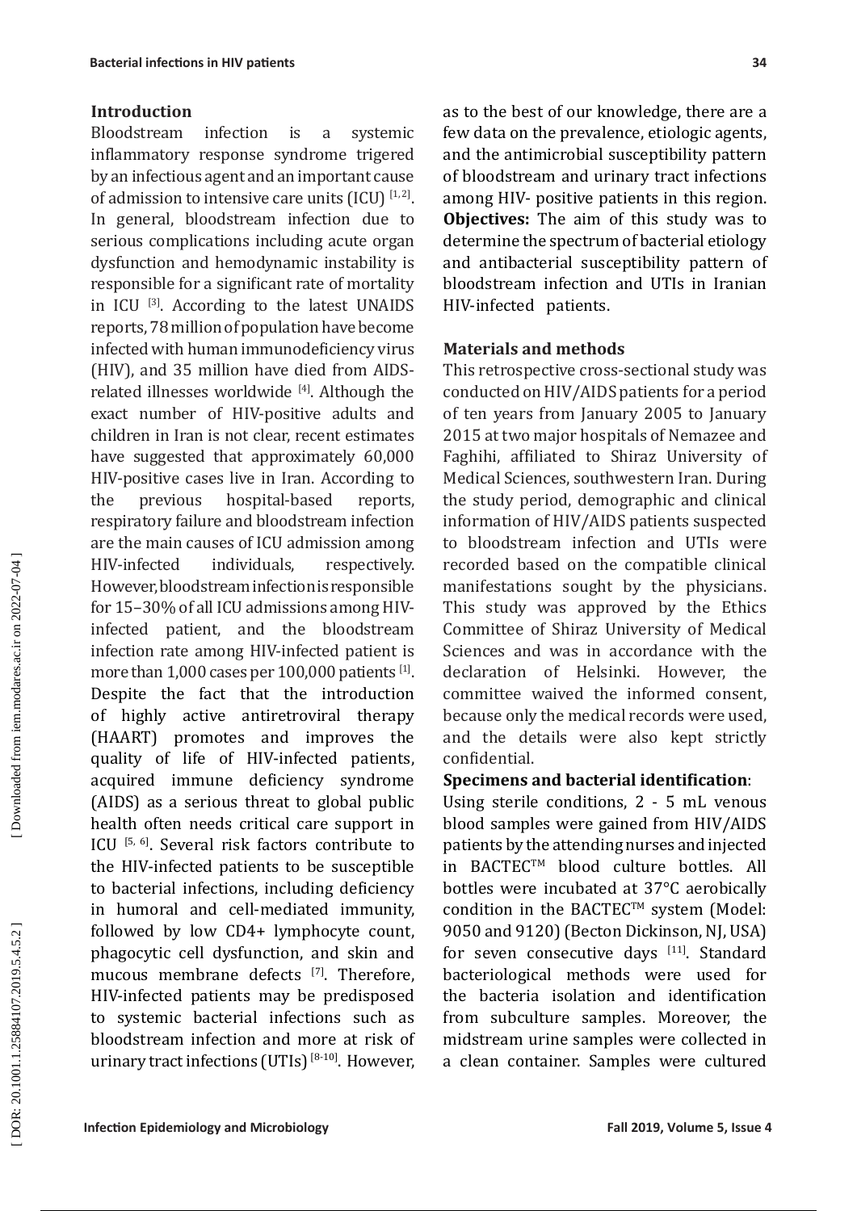## Introduction

Bloodstream infection is a systemic inflammatory response syndrome trigered by an infectious agent and an important cause of admission to intensive care units (ICU) [1, 2]. In general, bloodstream infection due to serious complications including acute organ dysfunction and hemodynamic instability is responsible for a significant rate of mortality in ICU [3]. According to the latest UNAIDS reports, 78 million of population have become infected with human immunodeficiency virus (HIV), and 35 million have died from AIDS-related illnesses worldwide [4]. Although the exact number of HIV-positive adults and children in Iran is not clear, recent estimates have suggested that approximately 60,000 HIV-positive cases live in Iran. According to the previous hospital-based reports, respiratory failure and bloodstream infection are the main causes of ICU admission among HIV-infected individuals, respectively. However, bloodstream infection is responsible for 15–30% of all ICU admissions among HIV-infected patient, and the bloodstream infection rate among HIV-infected patient is more than 1,000 cases per 100,000 patients [1]. Despite the fact that the introduction of highly active antiretroviral therapy (HAART) promotes and improves the quality of life of HIV-infected patients, acquired immune deficiency syndrome (AIDS) as a serious threat to global public health often needs critical care support in ICU [5, 6]. Several risk factors contribute to the HIV-infected patients to be susceptible to bacterial infections, including deficiency in humoral and cell-mediated immunity, followed by low CD4+ lymphocyte count, phagocytic cell dysfunction, and skin and mucous membrane defects [7]. Therefore, HIV-infected patients may be predisposed to systemic bacterial infections such as bloodstream infection and more at risk of urinary tract infections (UTIs) [8-10]. However, as to the best of our knowledge, there are a few data on the prevalence, etiologic agents, and the antimicrobial susceptibility pattern of bloodstream and urinary tract infections among HIV- positive patients in this region.

**Objectives:** The aim of this study was to determine the spectrum of bacterial etiology and antibacterial susceptibility pattern of bloodstream infection and UTIs in Iranian HIV-infected patients.

## Materials and methods

This retrospective cross-sectional study was conducted on HIV/AIDS patients for a period of ten years from January 2005 to January 2015 at two major hospitals of Nemazee and Faghihi, affiliated to Shiraz University of Medical Sciences, southwestern Iran. During the study period, demographic and clinical information of HIV/AIDS patients suspected to bloodstream infection and UTIs were recorded based on the compatible clinical manifestations sought by the physicians. This study was approved by the Ethics Committee of Shiraz University of Medical Sciences and was in accordance with the declaration of Helsinki. However, the committee waived the informed consent, because only the medical records were used, and the details were also kept strictly confidential.

**Specimens and bacterial identification**:

Using sterile conditions, 2 - 5 mL venous blood samples were gained from HIV/AIDS patients by the attending nurses and injected in BACTEC™ blood culture bottles. All bottles were incubated at 37°C aerobically condition in the BACTEC™ system (Model: 9050 and 9120) (Becton Dickinson, NJ, USA) for seven consecutive days [11]. Standard bacteriological methods were used for the bacteria isolation and identification from subculture samples. Moreover, the midstream urine samples were collected in a clean container. Samples were cultured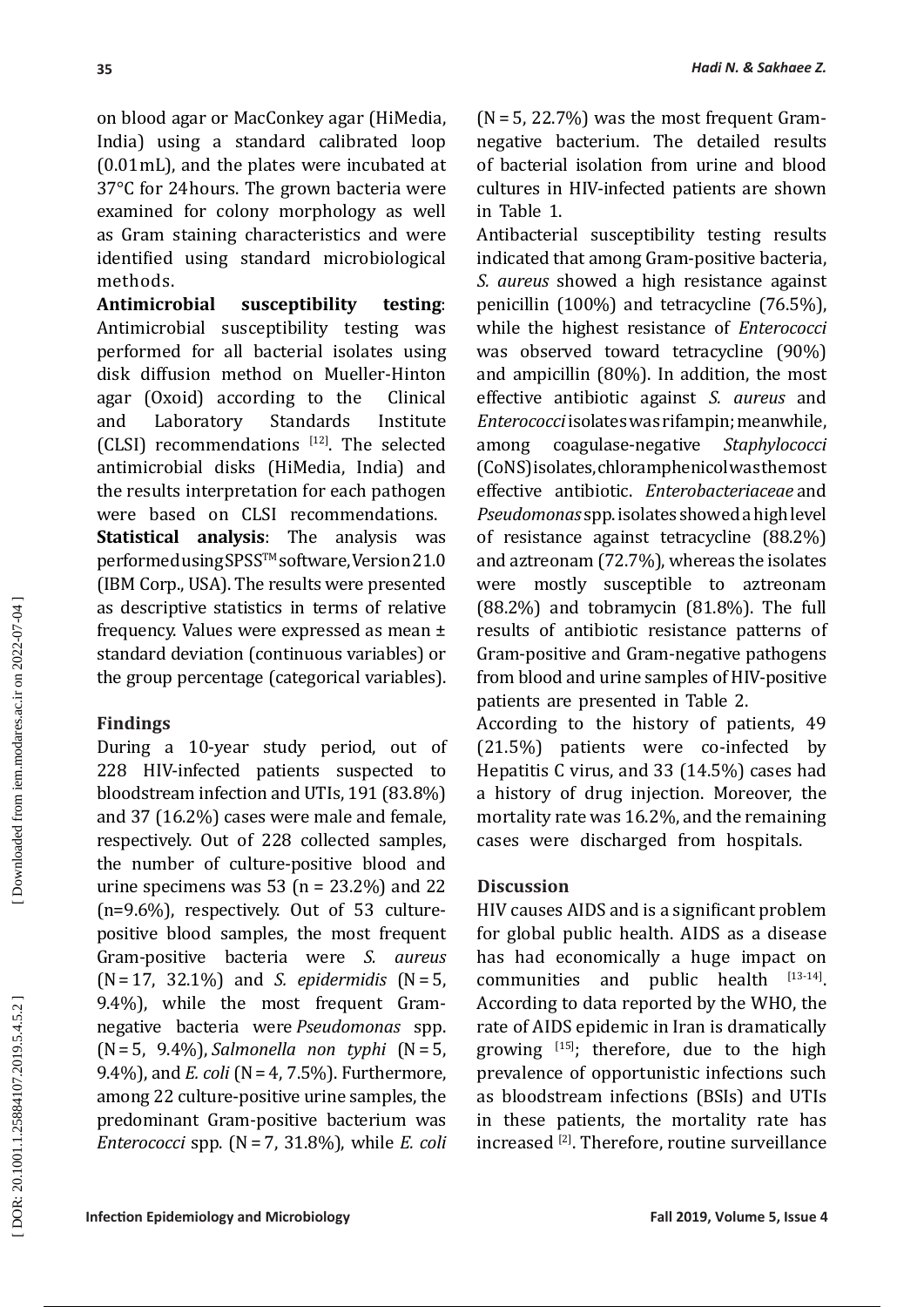on blood agar or MacConkey agar (HiMedia, India) using a standard calibrated loop (0.01 mL), and the plates were incubated at 37°C for 24 hours. The grown bacteria were examined for colony morphology as well as Gram staining characteristics and were identified using standard microbiological methods.

**Antimicrobial susceptibility testing**: Antimicrobial susceptibility testing was performed for all bacterial isolates using disk diffusion method on Mueller-Hinton agar (Oxoid) according to the Clinical and Laboratory Standards Institute (CLSI) recommendations [12]. The selected antimicrobial disks (HiMedia, India) and the results interpretation for each pathogen were based on CLSI recommendations.

**Statistical analysis**: The analysis was performed using SPSS™ software, Version 21.0 (IBM Corp., USA). The results were presented as descriptive statistics in terms of relative frequency. Values were expressed as mean ± standard deviation (continuous variables) or the group percentage (categorical variables).

## Findings

During a 10-year study period, out of 228 HIV-infected patients suspected to bloodstream infection and UTIs, 191 (83.8%) and 37 (16.2%) cases were male and female, respectively. Out of 228 collected samples, the number of culture-positive blood and urine specimens was 53 (n = 23.2%) and 22 (n=9.6%), respectively. Out of 53 culture-positive blood samples, the most frequent Gram-positive bacteria were *S. aureus* (N = 17, 32.1%) and *S. epidermidis* (N = 5, 9.4%), while the most frequent Gram-negative bacteria were *Pseudomonas* spp. (N = 5, 9.4%), *Salmonella non typhi* (N = 5, 9.4%), and *E. coli* (N = 4, 7.5%). Furthermore, among 22 culture-positive urine samples, the predominant Gram-positive bacterium was *Enterococci* spp. (N = 7, 31.8%), while *E. coli* (N = 5, 22.7%) was the most frequent Gram-negative bacterium. The detailed results of bacterial isolation from urine and blood cultures in HIV-infected patients are shown in Table 1.

Antibacterial susceptibility testing results indicated that among Gram-positive bacteria, *S. aureus* showed a high resistance against penicillin (100%) and tetracycline (76.5%), while the highest resistance of *Enterococci* was observed toward tetracycline (90%) and ampicillin (80%). In addition, the most effective antibiotic against *S. aureus* and *Enterococci* isolates was rifampin; meanwhile, among coagulase-negative *Staphylococci* (CoNS) isolates, chloramphenicol was the most effective antibiotic. *Enterobacteriaceae* and *Pseudomonas* spp. isolates showed a high level of resistance against tetracycline (88.2%) and aztreonam (72.7%), whereas the isolates were mostly susceptible to aztreonam (88.2%) and tobramycin (81.8%). The full results of antibiotic resistance patterns of Gram-positive and Gram-negative pathogens from blood and urine samples of HIV-positive patients are presented in Table 2.

According to the history of patients, 49 (21.5%) patients were co-infected by Hepatitis C virus, and 33 (14.5%) cases had a history of drug injection. Moreover, the mortality rate was 16.2%, and the remaining cases were discharged from hospitals.

## Discussion

HIV causes AIDS and is a significant problem for global public health. AIDS as a disease has had economically a huge impact on communities and public health [13-14]. According to data reported by the WHO, the rate of AIDS epidemic in Iran is dramatically growing [15]; therefore, due to the high prevalence of opportunistic infections such as bloodstream infections (BSIs) and UTIs in these patients, the mortality rate has increased [2]. Therefore, routine surveillance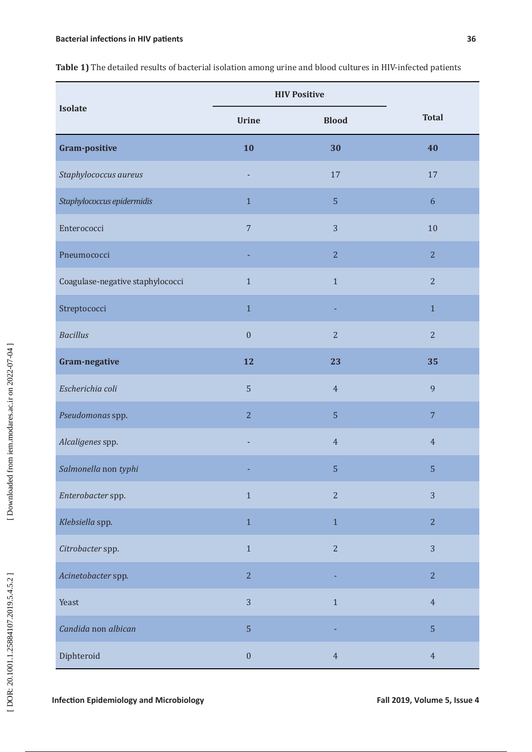**Table 1)** The detailed results of bacterial isolation among urine and blood cultures in HIV-infected patients

| Isolate | HIV Positive | | Total |
|---|---|---|---|
| | Urine | Blood | |
| **Gram-positive** | **10** | **30** | **40** |
| *Staphylococcus aureus* | - | 17 | 17 |
| *Staphylococcus epidermidis* | 1 | 5 | 6 |
| Enterococci | 7 | 3 | 10 |
| Pneumococci | - | 2 | 2 |
| Coagulase-negative staphylococci | 1 | 1 | 2 |
| Streptococci | 1 | - | 1 |
| *Bacillus* | 0 | 2 | 2 |
| **Gram-negative** | **12** | **23** | **35** |
| *Escherichia coli* | 5 | 4 | 9 |
| *Pseudomonas* spp. | 2 | 5 | 7 |
| *Alcaligenes* spp. | - | 4 | 4 |
| *Salmonella* non *typhi* | - | 5 | 5 |
| *Enterobacter* spp. | 1 | 2 | 3 |
| *Klebsiella* spp. | 1 | 1 | 2 |
| *Citrobacter* spp. | 1 | 2 | 3 |
| *Acinetobacter* spp. | 2 | - | 2 |
| Yeast | 3 | 1 | 4 |
| *Candida* non *albican* | 5 | - | 5 |
| Diphteroid | 0 | 4 | 4 |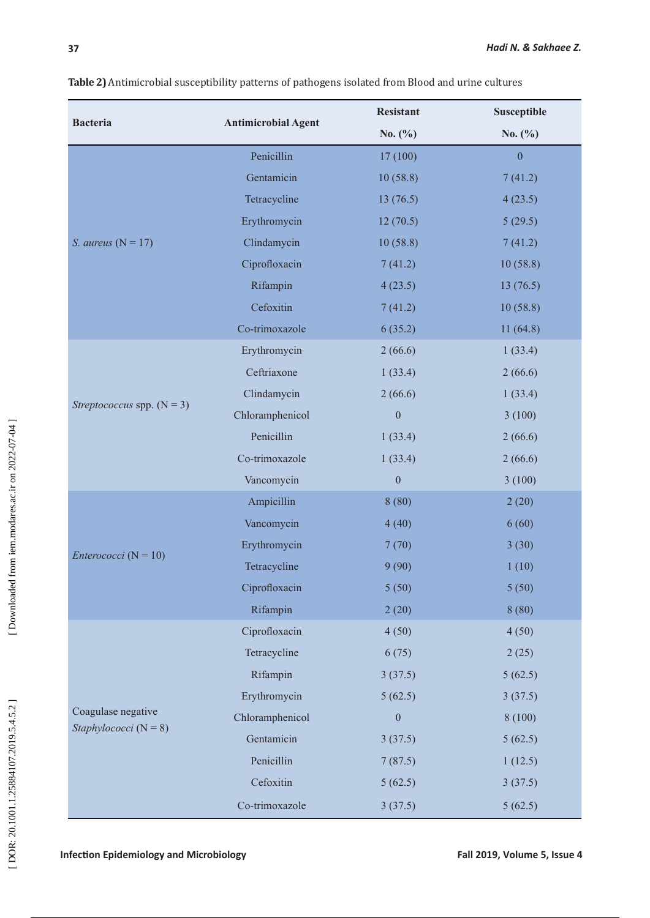**Table 2)** Antimicrobial susceptibility patterns of pathogens isolated from Blood and urine cultures

| Bacteria | Antimicrobial Agent | Resistant No. (%) | Susceptible No. (%) |
|---|---|---|---|
| *S. aureus* (N = 17) | Penicillin | 17 (100) | 0 |
| | Gentamicin | 10 (58.8) | 7 (41.2) |
| | Tetracycline | 13 (76.5) | 4 (23.5) |
| | Erythromycin | 12 (70.5) | 5 (29.5) |
| | Clindamycin | 10 (58.8) | 7 (41.2) |
| | Ciprofloxacin | 7 (41.2) | 10 (58.8) |
| | Rifampin | 4 (23.5) | 13 (76.5) |
| | Cefoxitin | 7 (41.2) | 10 (58.8) |
| | Co-trimoxazole | 6 (35.2) | 11 (64.8) |
| *Streptococcus* spp. (N = 3) | Erythromycin | 2 (66.6) | 1 (33.4) |
| | Ceftriaxone | 1 (33.4) | 2 (66.6) |
| | Clindamycin | 2 (66.6) | 1 (33.4) |
| | Chloramphenicol | 0 | 3 (100) |
| | Penicillin | 1 (33.4) | 2 (66.6) |
| | Co-trimoxazole | 1 (33.4) | 2 (66.6) |
| | Vancomycin | 0 | 3 (100) |
| *Enterococci* (N = 10) | Ampicillin | 8 (80) | 2 (20) |
| | Vancomycin | 4 (40) | 6 (60) |
| | Erythromycin | 7 (70) | 3 (30) |
| | Tetracycline | 9 (90) | 1 (10) |
| | Ciprofloxacin | 5 (50) | 5 (50) |
| | Rifampin | 2 (20) | 8 (80) |
| Coagulase negative *Staphylococci* (N = 8) | Ciprofloxacin | 4 (50) | 4 (50) |
| | Tetracycline | 6 (75) | 2 (25) |
| | Rifampin | 3 (37.5) | 5 (62.5) |
| | Erythromycin | 5 (62.5) | 3 (37.5) |
| | Chloramphenicol | 0 | 8 (100) |
| | Gentamicin | 3 (37.5) | 5 (62.5) |
| | Penicillin | 7 (87.5) | 1 (12.5) |
| | Cefoxitin | 5 (62.5) | 3 (37.5) |
| | Co-trimoxazole | 3 (37.5) | 5 (62.5) |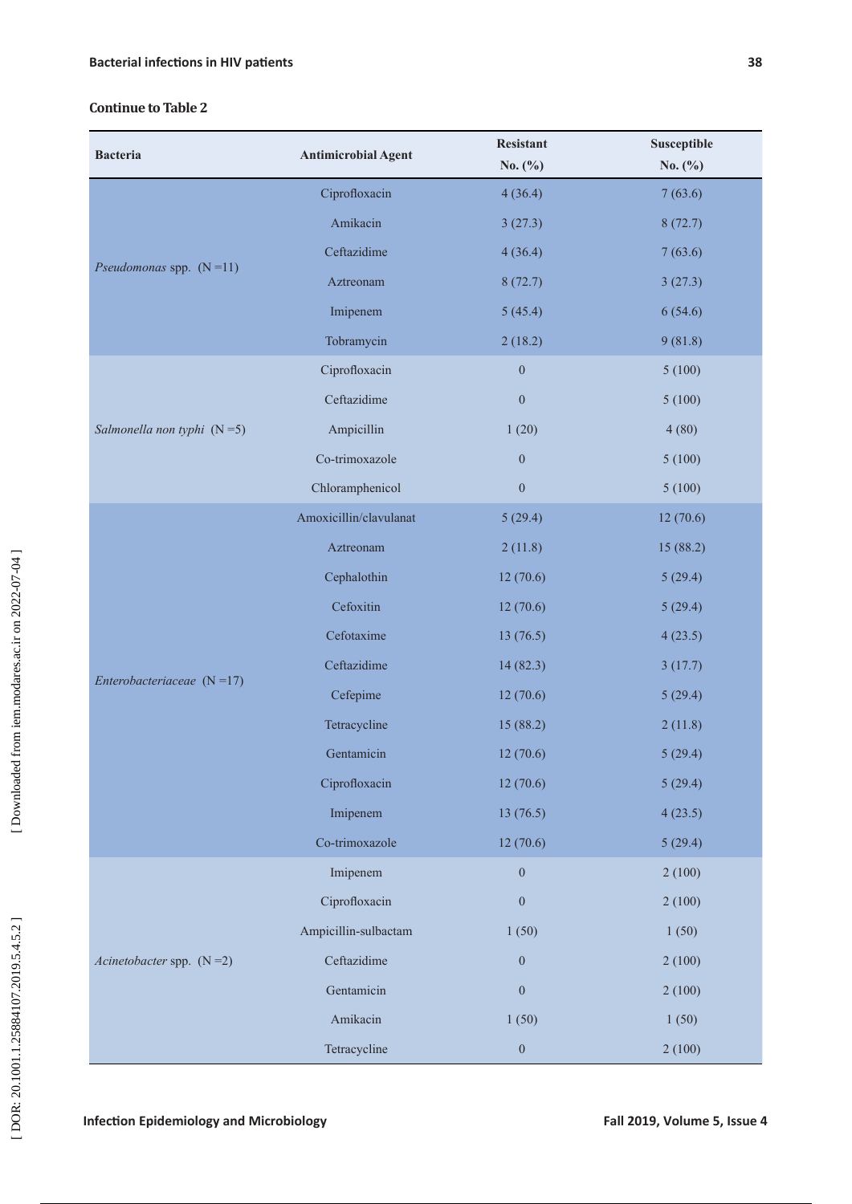**Continue to Table 2**

| Bacteria | Antimicrobial Agent | Resistant No. (%) | Susceptible No. (%) |
|---|---|---|---|
| *Pseudomonas* spp. (N =11) | Ciprofloxacin | 4 (36.4) | 7 (63.6) |
| | Amikacin | 3 (27.3) | 8 (72.7) |
| | Ceftazidime | 4 (36.4) | 7 (63.6) |
| | Aztreonam | 8 (72.7) | 3 (27.3) |
| | Imipenem | 5 (45.4) | 6 (54.6) |
| | Tobramycin | 2 (18.2) | 9 (81.8) |
| *Salmonella non typhi* (N =5) | Ciprofloxacin | 0 | 5 (100) |
| | Ceftazidime | 0 | 5 (100) |
| | Ampicillin | 1 (20) | 4 (80) |
| | Co-trimoxazole | 0 | 5 (100) |
| | Chloramphenicol | 0 | 5 (100) |
| *Enterobacteriaceae* (N =17) | Amoxicillin/clavulanat | 5 (29.4) | 12 (70.6) |
| | Aztreonam | 2 (11.8) | 15 (88.2) |
| | Cephalothin | 12 (70.6) | 5 (29.4) |
| | Cefoxitin | 12 (70.6) | 5 (29.4) |
| | Cefotaxime | 13 (76.5) | 4 (23.5) |
| | Ceftazidime | 14 (82.3) | 3 (17.7) |
| | Cefepime | 12 (70.6) | 5 (29.4) |
| | Tetracycline | 15 (88.2) | 2 (11.8) |
| | Gentamicin | 12 (70.6) | 5 (29.4) |
| | Ciprofloxacin | 12 (70.6) | 5 (29.4) |
| | Imipenem | 13 (76.5) | 4 (23.5) |
| | Co-trimoxazole | 12 (70.6) | 5 (29.4) |
| *Acinetobacter* spp. (N =2) | Imipenem | 0 | 2 (100) |
| | Ciprofloxacin | 0 | 2 (100) |
| | Ampicillin-sulbactam | 1 (50) | 1 (50) |
| | Ceftazidime | 0 | 2 (100) |
| | Gentamicin | 0 | 2 (100) |
| | Amikacin | 1 (50) | 1 (50) |
| | Tetracycline | 0 | 2 (100) |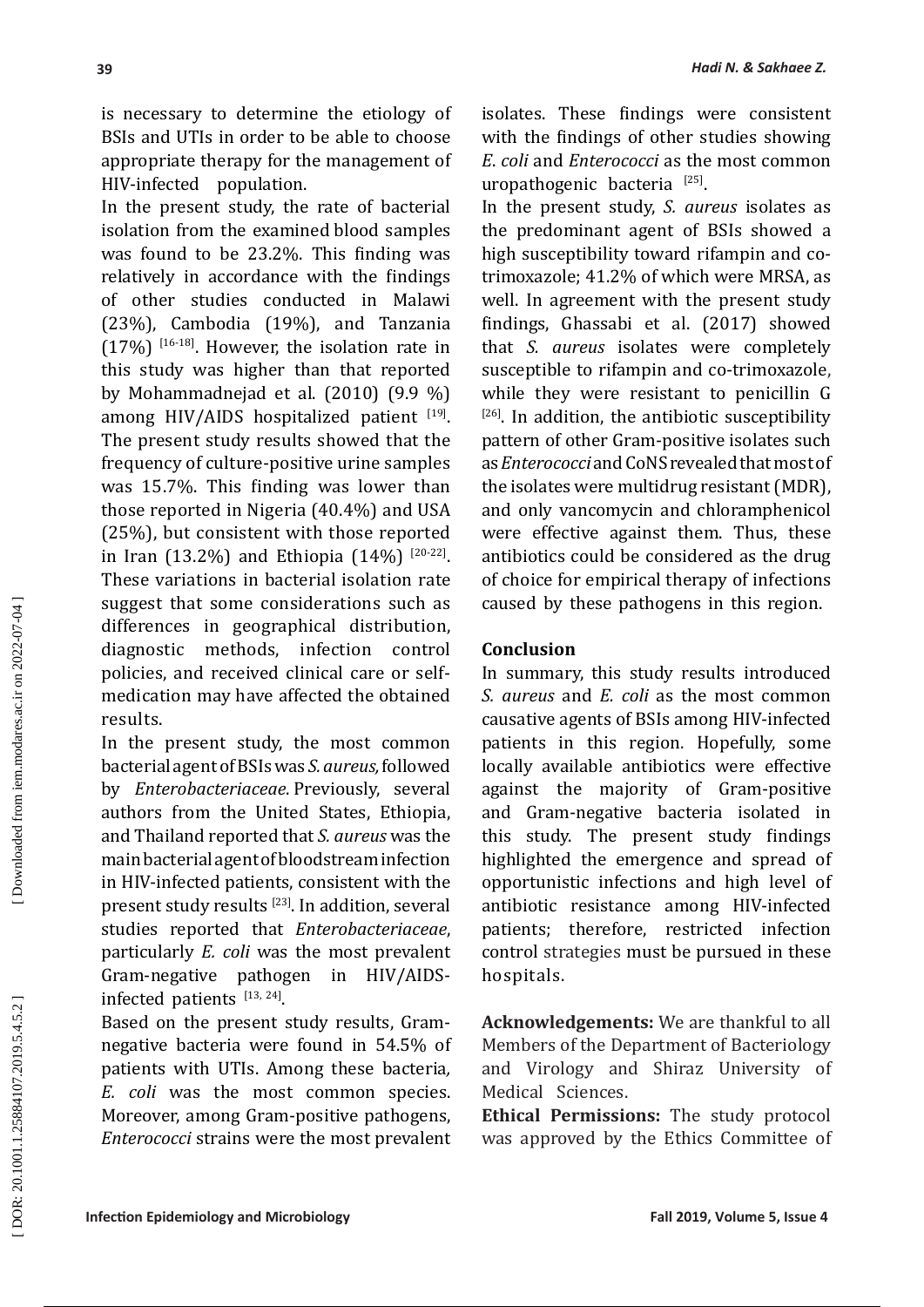is necessary to determine the etiology of BSIs and UTIs in order to be able to choose appropriate therapy for the management of HIV-infected population.

In the present study, the rate of bacterial isolation from the examined blood samples was found to be 23.2%. This finding was relatively in accordance with the findings of other studies conducted in Malawi (23%), Cambodia (19%), and Tanzania (17%) [16-18]. However, the isolation rate in this study was higher than that reported by Mohammadnejad et al. (2010) (9.9 %) among HIV/AIDS hospitalized patient [19]. The present study results showed that the frequency of culture-positive urine samples was 15.7%. This finding was lower than those reported in Nigeria (40.4%) and USA (25%), but consistent with those reported in Iran (13.2%) and Ethiopia (14%) [20-22]. These variations in bacterial isolation rate suggest that some considerations such as differences in geographical distribution, diagnostic methods, infection control policies, and received clinical care or self-medication may have affected the obtained results.

In the present study, the most common bacterial agent of BSIs was *S. aureus,* followed by *Enterobacteriaceae*. Previously, several authors from the United States, Ethiopia, and Thailand reported that *S. aureus* was the main bacterial agent of bloodstream infection in HIV-infected patients, consistent with the present study results [23]. In addition, several studies reported that *Enterobacteriaceae*, particularly *E. coli* was the most prevalent Gram-negative pathogen in HIV/AIDS-infected patients [13, 24].

Based on the present study results, Gram-negative bacteria were found in 54.5% of patients with UTIs. Among these bacteria, *E. coli* was the most common species. Moreover, among Gram-positive pathogens, *Enterococci* strains were the most prevalent isolates. These findings were consistent with the findings of other studies showing *E. coli* and *Enterococci* as the most common uropathogenic bacteria [25].

In the present study, *S. aureus* isolates as the predominant agent of BSIs showed a high susceptibility toward rifampin and co-trimoxazole; 41.2% of which were MRSA, as well. In agreement with the present study findings, Ghassabi et al. (2017) showed that *S. aureus* isolates were completely susceptible to rifampin and co-trimoxazole, while they were resistant to penicillin G [26]. In addition, the antibiotic susceptibility pattern of other Gram-positive isolates such as *Enterococci* and CoNS revealed that most of the isolates were multidrug resistant (MDR), and only vancomycin and chloramphenicol were effective against them. Thus, these antibiotics could be considered as the drug of choice for empirical therapy of infections caused by these pathogens in this region.

## Conclusion

In summary, this study results introduced *S. aureus* and *E. coli* as the most common causative agents of BSIs among HIV-infected patients in this region. Hopefully, some locally available antibiotics were effective against the majority of Gram-positive and Gram-negative bacteria isolated in this study. The present study findings highlighted the emergence and spread of opportunistic infections and high level of antibiotic resistance among HIV-infected patients; therefore, restricted infection control strategies must be pursued in these hospitals.

**Acknowledgements:** We are thankful to all Members of the Department of Bacteriology and Virology and Shiraz University of Medical Sciences.

**Ethical Permissions:** The study protocol was approved by the Ethics Committee of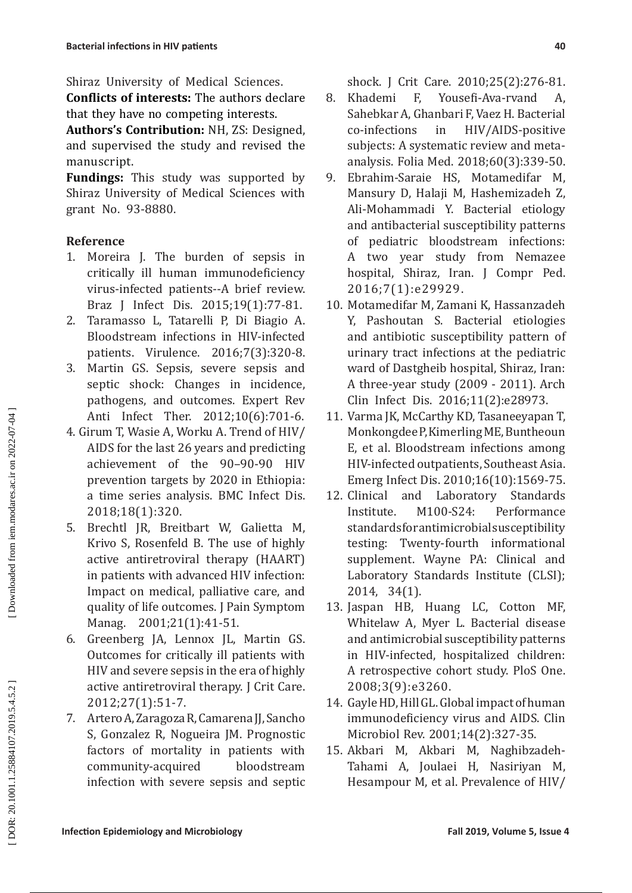Shiraz University of Medical Sciences.

**Conflicts of interests:** The authors declare that they have no competing interests.

**Authors's Contribution:** NH, ZS: Designed, and supervised the study and revised the manuscript.

**Fundings:** This study was supported by Shiraz University of Medical Sciences with grant No. 93-8880.

### Reference

1. Moreira J. The burden of sepsis in critically ill human immunodeficiency virus-infected patients--A brief review. Braz J Infect Dis. 2015;19(1):77-81.
2. Taramasso L, Tatarelli P, Di Biagio A. Bloodstream infections in HIV-infected patients. Virulence. 2016;7(3):320-8.
3. Martin GS. Sepsis, severe sepsis and septic shock: Changes in incidence, pathogens, and outcomes. Expert Rev Anti Infect Ther. 2012;10(6):701-6.
4. Girum T, Wasie A, Worku A. Trend of HIV/AIDS for the last 26 years and predicting achievement of the 90–90-90 HIV prevention targets by 2020 in Ethiopia: a time series analysis. BMC Infect Dis. 2018;18(1):320.
5. Brechtl JR, Breitbart W, Galietta M, Krivo S, Rosenfeld B. The use of highly active antiretroviral therapy (HAART) in patients with advanced HIV infection: Impact on medical, palliative care, and quality of life outcomes. J Pain Symptom Manag. 2001;21(1):41-51.
6. Greenberg JA, Lennox JL, Martin GS. Outcomes for critically ill patients with HIV and severe sepsis in the era of highly active antiretroviral therapy. J Crit Care. 2012;27(1):51-7.
7. Artero A, Zaragoza R, Camarena JJ, Sancho S, Gonzalez R, Nogueira JM. Prognostic factors of mortality in patients with community-acquired bloodstream infection with severe sepsis and septic shock. J Crit Care. 2010;25(2):276-81.
8. Khademi F, Yousefi-Ava-rvand A, Sahebkar A, Ghanbari F, Vaez H. Bacterial co-infections in HIV/AIDS-positive subjects: A systematic review and meta-analysis. Folia Med. 2018;60(3):339-50.
9. Ebrahim-Saraie HS, Motamedifar M, Mansury D, Halaji M, Hashemizadeh Z, Ali-Mohammadi Y. Bacterial etiology and antibacterial susceptibility patterns of pediatric bloodstream infections: A two year study from Nemazee hospital, Shiraz, Iran. J Compr Ped. 2016;7(1):e29929.
10. Motamedifar M, Zamani K, Hassanzadeh Y, Pashoutan S. Bacterial etiologies and antibiotic susceptibility pattern of urinary tract infections at the pediatric ward of Dastgheib hospital, Shiraz, Iran: A three-year study (2009 - 2011). Arch Clin Infect Dis. 2016;11(2):e28973.
11. Varma JK, McCarthy KD, Tasaneeyapan T, Monkongdee P, Kimerling ME, Buntheoun E, et al. Bloodstream infections among HIV-infected outpatients, Southeast Asia. Emerg Infect Dis. 2010;16(10):1569-75.
12. Clinical and Laboratory Standards Institute. M100-S24: Performance standards for antimicrobial susceptibility testing: Twenty-fourth informational supplement. Wayne PA: Clinical and Laboratory Standards Institute (CLSI); 2014, 34(1).
13. Jaspan HB, Huang LC, Cotton MF, Whitelaw A, Myer L. Bacterial disease and antimicrobial susceptibility patterns in HIV-infected, hospitalized children: A retrospective cohort study. PloS One. 2008;3(9):e3260.
14. Gayle HD, Hill GL. Global impact of human immunodeficiency virus and AIDS. Clin Microbiol Rev. 2001;14(2):327-35.
15. Akbari M, Akbari M, Naghibzadeh-Tahami A, Joulaei H, Nasiriyan M, Hesampour M, et al. Prevalence of HIV/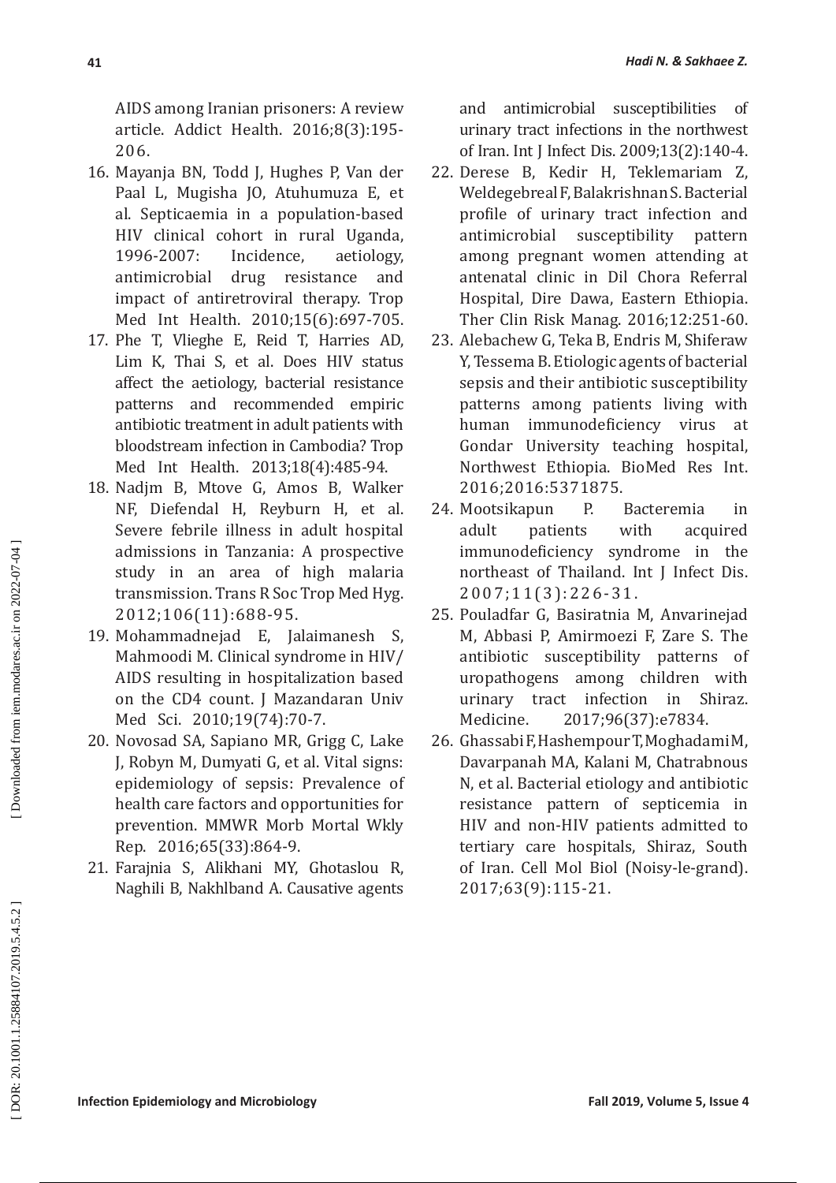AIDS among Iranian prisoners: A review article. Addict Health. 2016;8(3):195-206.

16. Mayanja BN, Todd J, Hughes P, Van der Paal L, Mugisha JO, Atuhumuza E, et al. Septicaemia in a population-based HIV clinical cohort in rural Uganda, 1996-2007: Incidence, aetiology, antimicrobial drug resistance and impact of antiretroviral therapy. Trop Med Int Health. 2010;15(6):697-705.
17. Phe T, Vlieghe E, Reid T, Harries AD, Lim K, Thai S, et al. Does HIV status affect the aetiology, bacterial resistance patterns and recommended empiric antibiotic treatment in adult patients with bloodstream infection in Cambodia? Trop Med Int Health. 2013;18(4):485-94.
18. Nadjm B, Mtove G, Amos B, Walker NF, Diefendal H, Reyburn H, et al. Severe febrile illness in adult hospital admissions in Tanzania: A prospective study in an area of high malaria transmission. Trans R Soc Trop Med Hyg. 2012;106(11):688-95.
19. Mohammadnejad E, Jalaimanesh S, Mahmoodi M. Clinical syndrome in HIV/AIDS resulting in hospitalization based on the CD4 count. J Mazandaran Univ Med Sci. 2010;19(74):70-7.
20. Novosad SA, Sapiano MR, Grigg C, Lake J, Robyn M, Dumyati G, et al. Vital signs: epidemiology of sepsis: Prevalence of health care factors and opportunities for prevention. MMWR Morb Mortal Wkly Rep. 2016;65(33):864-9.
21. Farajnia S, Alikhani MY, Ghotaslou R, Naghili B, Nakhlband A. Causative agents and antimicrobial susceptibilities of urinary tract infections in the northwest of Iran. Int J Infect Dis. 2009;13(2):140-4.
22. Derese B, Kedir H, Teklemariam Z, Weldegebreal F, Balakrishnan S. Bacterial profile of urinary tract infection and antimicrobial susceptibility pattern among pregnant women attending at antenatal clinic in Dil Chora Referral Hospital, Dire Dawa, Eastern Ethiopia. Ther Clin Risk Manag. 2016;12:251-60.
23. Alebachew G, Teka B, Endris M, Shiferaw Y, Tessema B. Etiologic agents of bacterial sepsis and their antibiotic susceptibility patterns among patients living with human immunodeficiency virus at Gondar University teaching hospital, Northwest Ethiopia. BioMed Res Int. 2016;2016:5371875.
24. Mootsikapun P. Bacteremia in adult patients with acquired immunodeficiency syndrome in the northeast of Thailand. Int J Infect Dis. 2007;11(3):226-31.
25. Pouladfar G, Basiratnia M, Anvarinejad M, Abbasi P, Amirmoezi F, Zare S. The antibiotic susceptibility patterns of uropathogens among children with urinary tract infection in Shiraz. Medicine. 2017;96(37):e7834.
26. Ghassabi F, Hashempour T, Moghadami M, Davarpanah MA, Kalani M, Chatrabnous N, et al. Bacterial etiology and antibiotic resistance pattern of septicemia in HIV and non-HIV patients admitted to tertiary care hospitals, Shiraz, South of Iran. Cell Mol Biol (Noisy-le-grand). 2017;63(9):115-21.